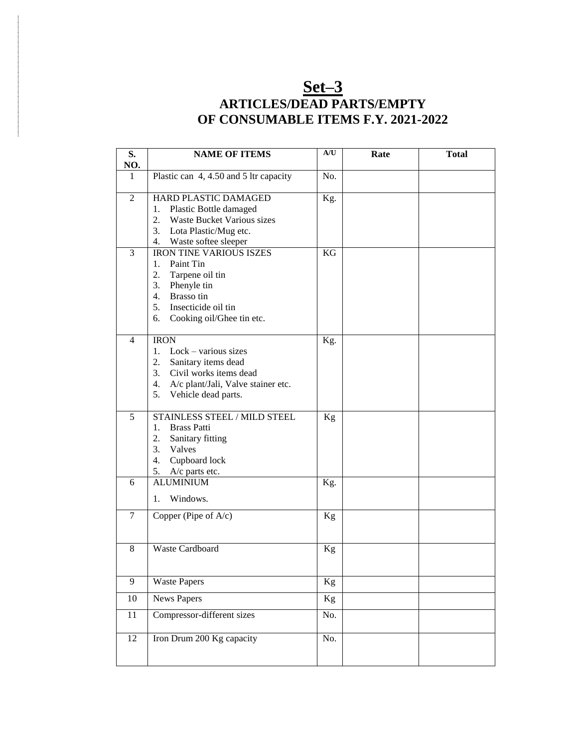# Set–3

## ARTICLES/DEAD PARTS/EMPTY OF CONSUMABLE ITEMS F.Y. 2021-2022

| S. NO. | NAME OF ITEMS | A/U | Rate | Total |
|---|---|---|---|---|
| 1 | Plastic can 4, 4.50 and 5 ltr capacity | No. | | |
| 2 | HARD PLASTIC DAMAGED<br>1. Plastic Bottle damaged<br>2. Waste Bucket Various sizes<br>3. Lota Plastic/Mug etc.<br>4. Waste softee sleeper | Kg. | | |
| 3 | IRON TINE VARIOUS ISZES<br>1. Paint Tin<br>2. Tarpene oil tin<br>3. Phenyle tin<br>4. Brasso tin<br>5. Insecticide oil tin<br>6. Cooking oil/Ghee tin etc. | KG | | |
| 4 | IRON<br>1. Lock – various sizes<br>2. Sanitary items dead<br>3. Civil works items dead<br>4. A/c plant/Jali, Valve stainer etc.<br>5. Vehicle dead parts. | Kg. | | |
| 5 | STAINLESS STEEL / MILD STEEL<br>1. Brass Patti<br>2. Sanitary fitting<br>3. Valves<br>4. Cupboard lock<br>5. A/c parts etc. | Kg | | |
| 6 | ALUMINIUM<br>1. Windows. | Kg. | | |
| 7 | Copper (Pipe of A/c) | Kg | | |
| 8 | Waste Cardboard | Kg | | |
| 9 | Waste Papers | Kg | | |
| 10 | News Papers | Kg | | |
| 11 | Compressor-different sizes | No. | | |
| 12 | Iron Drum 200 Kg capacity | No. | | |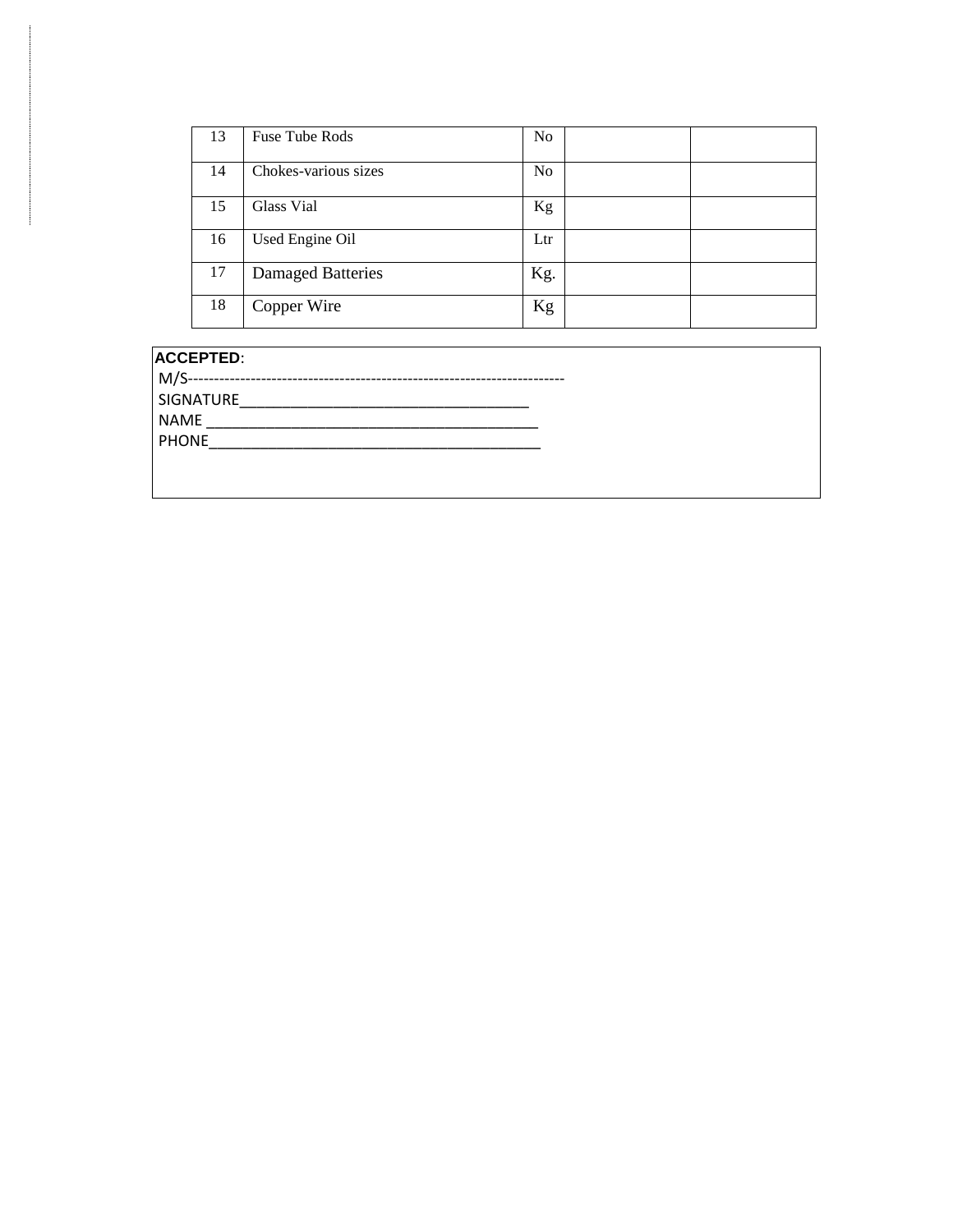| | | | | |
|---|---|---|---|---|
| 13 | Fuse Tube Rods | No | | |
| 14 | Chokes-various sizes | No | | |
| 15 | Glass Vial | Kg | | |
| 16 | Used Engine Oil | Ltr | | |
| 17 | Damaged Batteries | Kg. | | |
| 18 | Copper Wire | Kg | | |

**ACCEPTED**:

M/S------------------------------------------------------------------------

SIGNATURE_____________________________________

NAME __________________________________________

PHONE__________________________________________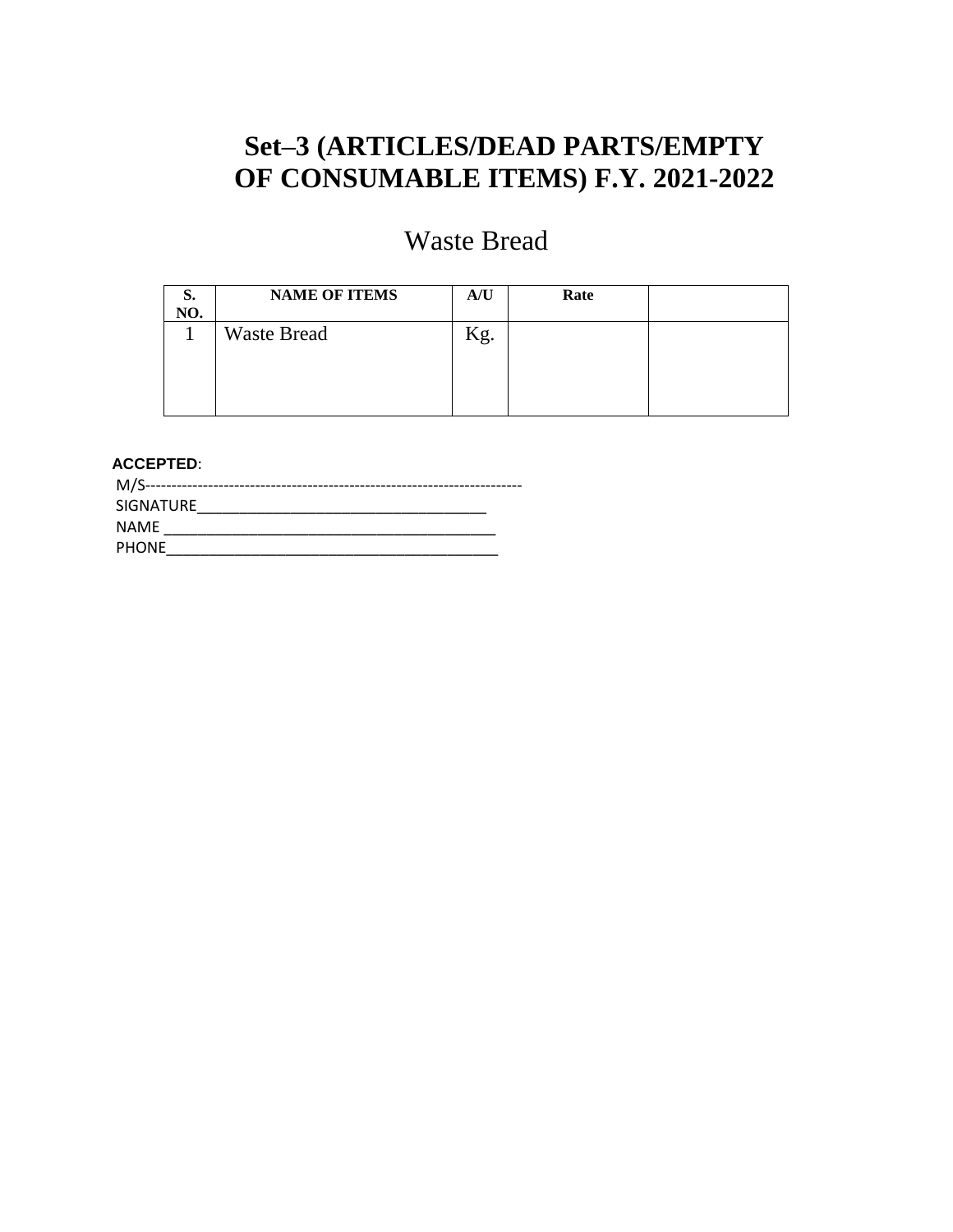# Set–3 (ARTICLES/DEAD PARTS/EMPTY OF CONSUMABLE ITEMS) F.Y. 2021-2022

## Waste Bread

| S. NO. | NAME OF ITEMS | A/U | Rate | |
|---|---|---|---|---|
| 1 | Waste Bread | Kg. | | |

**ACCEPTED**:

M/S------------------------------------------------------------------------

SIGNATURE___________________________________

NAME _______________________________________

PHONE_______________________________________